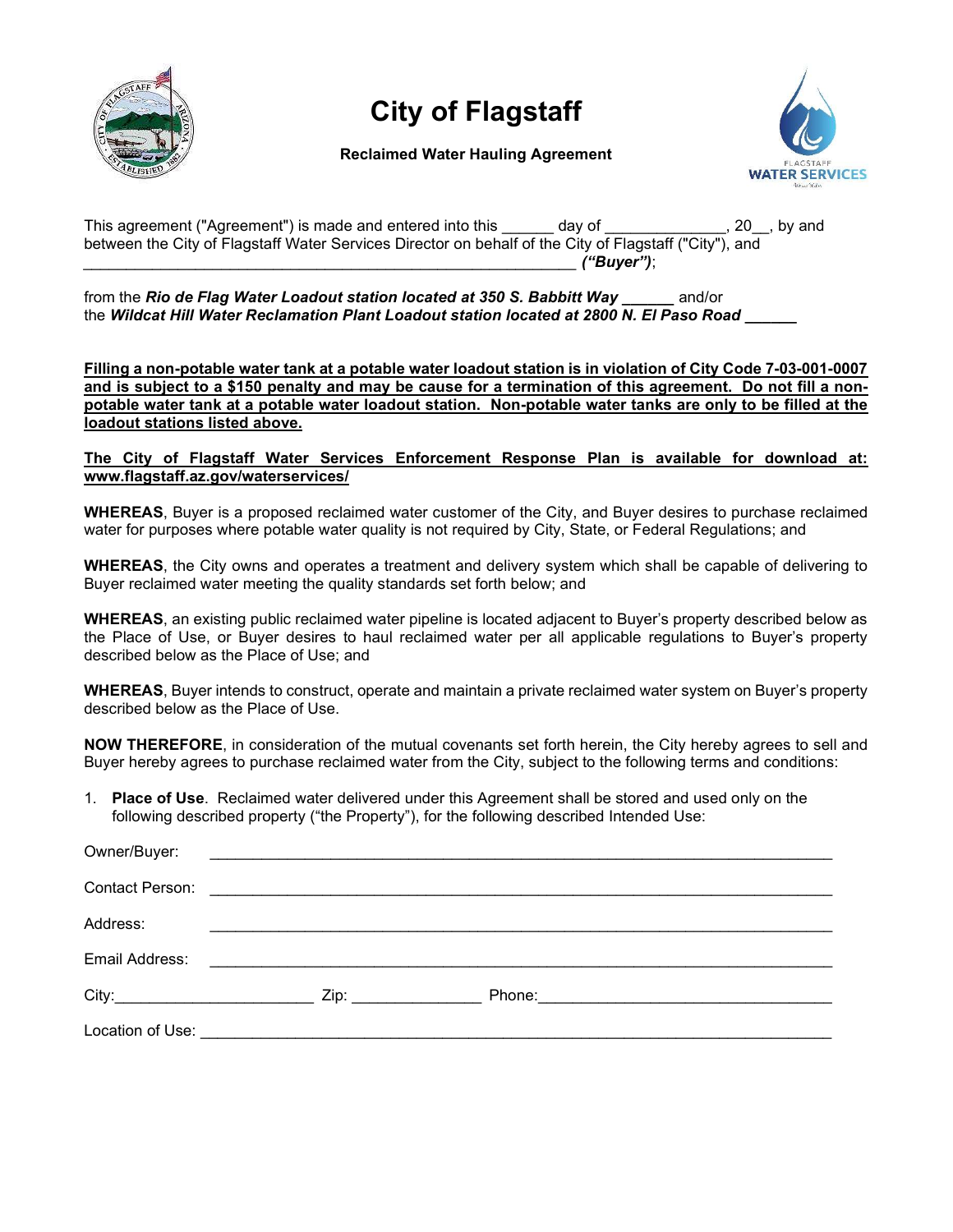# City of Flagstaff

**Reclaimed Water Hauling Agreement**

This agreement ("Agreement") is made and entered into this ______ day of ______________, 20__, by and between the City of Flagstaff Water Services Director on behalf of the City of Flagstaff ("City"), and ____________________________________________________________ ***("Buyer")***;

from the ***Rio de Flag Water Loadout station located at 350 S. Babbitt Way ______*** and/or the ***Wildcat Hill Water Reclamation Plant Loadout station located at 2800 N. El Paso Road ______***

**Filling a non-potable water tank at a potable water loadout station is in violation of City Code 7-03-001-0007 and is subject to a $150 penalty and may be cause for a termination of this agreement. Do not fill a non-potable water tank at a potable water loadout station. Non-potable water tanks are only to be filled at the loadout stations listed above.**

**The City of Flagstaff Water Services Enforcement Response Plan is available for download at: www.flagstaff.az.gov/waterservices/**

**WHEREAS**, Buyer is a proposed reclaimed water customer of the City, and Buyer desires to purchase reclaimed water for purposes where potable water quality is not required by City, State, or Federal Regulations; and

**WHEREAS**, the City owns and operates a treatment and delivery system which shall be capable of delivering to Buyer reclaimed water meeting the quality standards set forth below; and

**WHEREAS**, an existing public reclaimed water pipeline is located adjacent to Buyer's property described below as the Place of Use, or Buyer desires to haul reclaimed water per all applicable regulations to Buyer's property described below as the Place of Use; and

**WHEREAS**, Buyer intends to construct, operate and maintain a private reclaimed water system on Buyer's property described below as the Place of Use.

**NOW THEREFORE**, in consideration of the mutual covenants set forth herein, the City hereby agrees to sell and Buyer hereby agrees to purchase reclaimed water from the City, subject to the following terms and conditions:

1. **Place of Use**. Reclaimed water delivered under this Agreement shall be stored and used only on the following described property ("the Property"), for the following described Intended Use:

Owner/Buyer: ______________________________________________________________

Contact Person: ______________________________________________________________

Address: ______________________________________________________________

Email Address: ______________________________________________________________

City:______________________ Zip: ______________ Phone:________________________________

Location of Use: ______________________________________________________________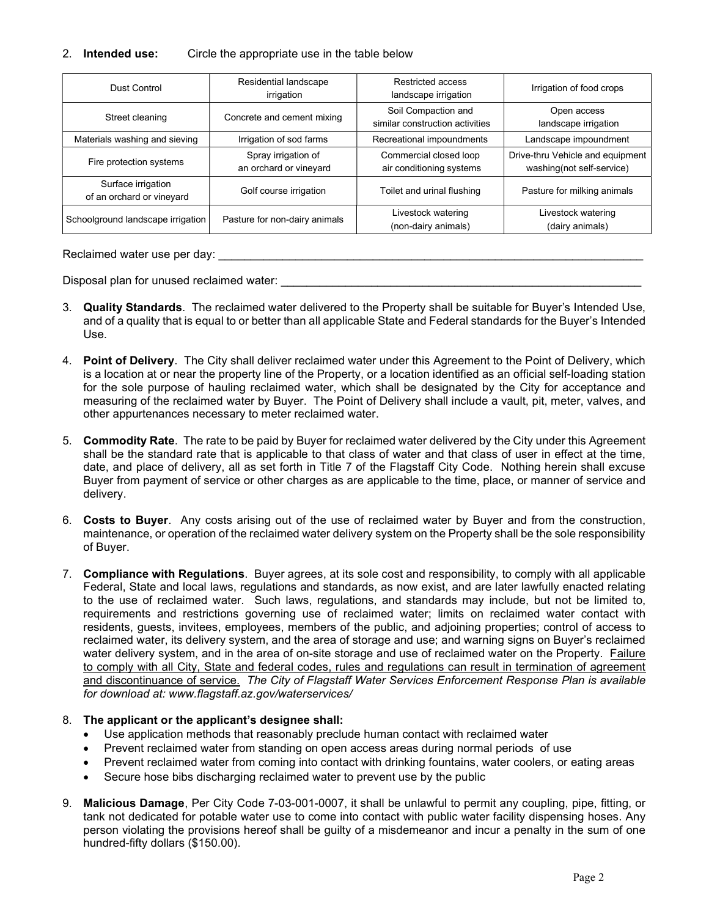2. **Intended use:** Circle the appropriate use in the table below

| Dust Control | Residential landscape irrigation | Restricted access landscape irrigation | Irrigation of food crops |
|---|---|---|---|
| Street cleaning | Concrete and cement mixing | Soil Compaction and similar construction activities | Open access landscape irrigation |
| Materials washing and sieving | Irrigation of sod farms | Recreational impoundments | Landscape impoundment |
| Fire protection systems | Spray irrigation of an orchard or vineyard | Commercial closed loop air conditioning systems | Drive-thru Vehicle and equipment washing(not self-service) |
| Surface irrigation of an orchard or vineyard | Golf course irrigation | Toilet and urinal flushing | Pasture for milking animals |
| Schoolground landscape irrigation | Pasture for non-dairy animals | Livestock watering (non-dairy animals) | Livestock watering (dairy animals) |

Reclaimed water use per day: ____________________________________________________________________

Disposal plan for unused reclaimed water: ___________________________________________________________

3. **Quality Standards**. The reclaimed water delivered to the Property shall be suitable for Buyer's Intended Use, and of a quality that is equal to or better than all applicable State and Federal standards for the Buyer's Intended Use.

4. **Point of Delivery**. The City shall deliver reclaimed water under this Agreement to the Point of Delivery, which is a location at or near the property line of the Property, or a location identified as an official self-loading station for the sole purpose of hauling reclaimed water, which shall be designated by the City for acceptance and measuring of the reclaimed water by Buyer. The Point of Delivery shall include a vault, pit, meter, valves, and other appurtenances necessary to meter reclaimed water.

5. **Commodity Rate**. The rate to be paid by Buyer for reclaimed water delivered by the City under this Agreement shall be the standard rate that is applicable to that class of water and that class of user in effect at the time, date, and place of delivery, all as set forth in Title 7 of the Flagstaff City Code. Nothing herein shall excuse Buyer from payment of service or other charges as are applicable to the time, place, or manner of service and delivery.

6. **Costs to Buyer**. Any costs arising out of the use of reclaimed water by Buyer and from the construction, maintenance, or operation of the reclaimed water delivery system on the Property shall be the sole responsibility of Buyer.

7. **Compliance with Regulations**. Buyer agrees, at its sole cost and responsibility, to comply with all applicable Federal, State and local laws, regulations and standards, as now exist, and are later lawfully enacted relating to the use of reclaimed water. Such laws, regulations, and standards may include, but not be limited to, requirements and restrictions governing use of reclaimed water; limits on reclaimed water contact with residents, guests, invitees, employees, members of the public, and adjoining properties; control of access to reclaimed water, its delivery system, and the area of storage and use; and warning signs on Buyer's reclaimed water delivery system, and in the area of on-site storage and use of reclaimed water on the Property. Failure to comply with all City, State and federal codes, rules and regulations can result in termination of agreement and discontinuance of service. *The City of Flagstaff Water Services Enforcement Response Plan is available for download at: www.flagstaff.az.gov/waterservices/*

8. **The applicant or the applicant's designee shall:**
   - Use application methods that reasonably preclude human contact with reclaimed water
   - Prevent reclaimed water from standing on open access areas during normal periods of use
   - Prevent reclaimed water from coming into contact with drinking fountains, water coolers, or eating areas
   - Secure hose bibs discharging reclaimed water to prevent use by the public

9. **Malicious Damage**, Per City Code 7-03-001-0007, it shall be unlawful to permit any coupling, pipe, fitting, or tank not dedicated for potable water use to come into contact with public water facility dispensing hoses. Any person violating the provisions hereof shall be guilty of a misdemeanor and incur a penalty in the sum of one hundred-fifty dollars ($150.00).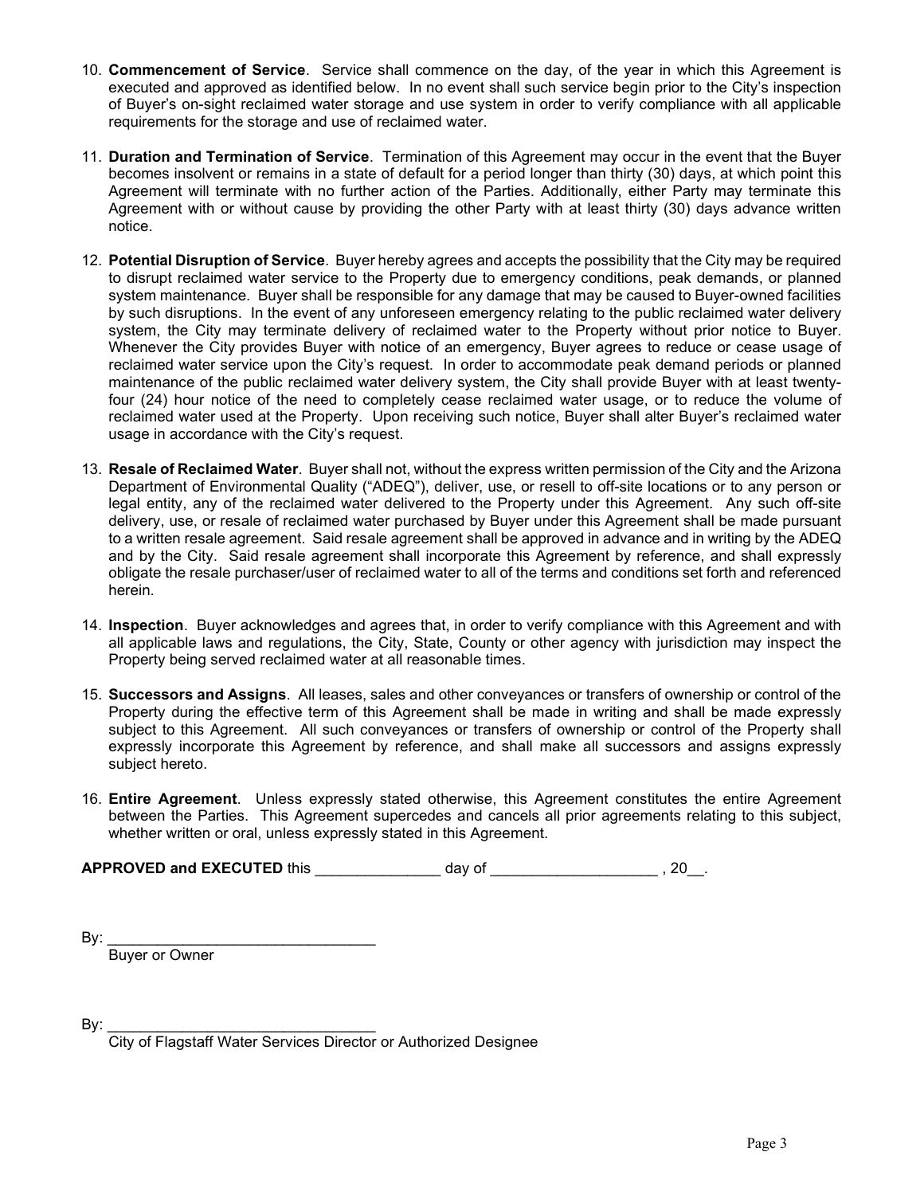10. **Commencement of Service**. Service shall commence on the day, of the year in which this Agreement is executed and approved as identified below. In no event shall such service begin prior to the City's inspection of Buyer's on-sight reclaimed water storage and use system in order to verify compliance with all applicable requirements for the storage and use of reclaimed water.

11. **Duration and Termination of Service**. Termination of this Agreement may occur in the event that the Buyer becomes insolvent or remains in a state of default for a period longer than thirty (30) days, at which point this Agreement will terminate with no further action of the Parties. Additionally, either Party may terminate this Agreement with or without cause by providing the other Party with at least thirty (30) days advance written notice.

12. **Potential Disruption of Service**. Buyer hereby agrees and accepts the possibility that the City may be required to disrupt reclaimed water service to the Property due to emergency conditions, peak demands, or planned system maintenance. Buyer shall be responsible for any damage that may be caused to Buyer-owned facilities by such disruptions. In the event of any unforeseen emergency relating to the public reclaimed water delivery system, the City may terminate delivery of reclaimed water to the Property without prior notice to Buyer. Whenever the City provides Buyer with notice of an emergency, Buyer agrees to reduce or cease usage of reclaimed water service upon the City's request. In order to accommodate peak demand periods or planned maintenance of the public reclaimed water delivery system, the City shall provide Buyer with at least twenty-four (24) hour notice of the need to completely cease reclaimed water usage, or to reduce the volume of reclaimed water used at the Property. Upon receiving such notice, Buyer shall alter Buyer's reclaimed water usage in accordance with the City's request.

13. **Resale of Reclaimed Water**. Buyer shall not, without the express written permission of the City and the Arizona Department of Environmental Quality ("ADEQ"), deliver, use, or resell to off-site locations or to any person or legal entity, any of the reclaimed water delivered to the Property under this Agreement. Any such off-site delivery, use, or resale of reclaimed water purchased by Buyer under this Agreement shall be made pursuant to a written resale agreement. Said resale agreement shall be approved in advance and in writing by the ADEQ and by the City. Said resale agreement shall incorporate this Agreement by reference, and shall expressly obligate the resale purchaser/user of reclaimed water to all of the terms and conditions set forth and referenced herein.

14. **Inspection**. Buyer acknowledges and agrees that, in order to verify compliance with this Agreement and with all applicable laws and regulations, the City, State, County or other agency with jurisdiction may inspect the Property being served reclaimed water at all reasonable times.

15. **Successors and Assigns**. All leases, sales and other conveyances or transfers of ownership or control of the Property during the effective term of this Agreement shall be made in writing and shall be made expressly subject to this Agreement. All such conveyances or transfers of ownership or control of the Property shall expressly incorporate this Agreement by reference, and shall make all successors and assigns expressly subject hereto.

16. **Entire Agreement**. Unless expressly stated otherwise, this Agreement constitutes the entire Agreement between the Parties. This Agreement supercedes and cancels all prior agreements relating to this subject, whether written or oral, unless expressly stated in this Agreement.

**APPROVED and EXECUTED** this _______________ day of ____________________ , 20__.

By: ________________________________
Buyer or Owner

By: ________________________________
City of Flagstaff Water Services Director or Authorized Designee